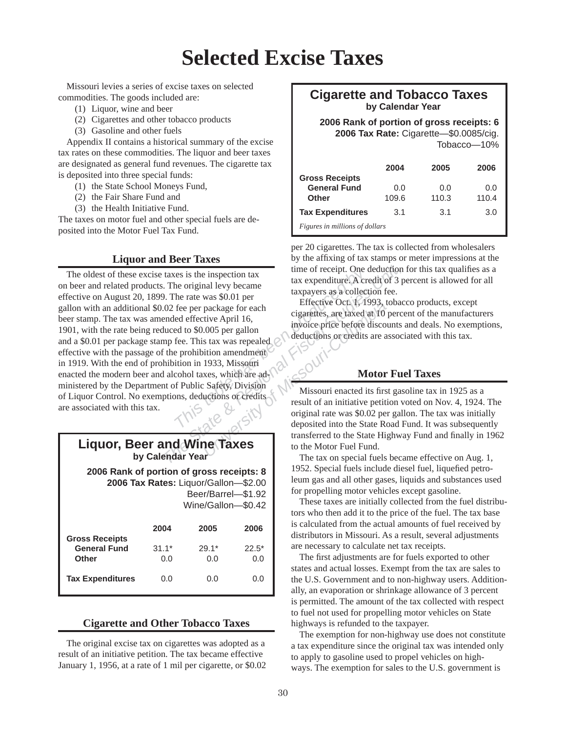# Selected Excise Taxes

Missouri levies a series of excise taxes on selected commodities. The goods included are:

(1) Liquor, wine and beer
(2) Cigarettes and other tobacco products
(3) Gasoline and other fuels

Appendix II contains a historical summary of the excise tax rates on these commodities. The liquor and beer taxes are designated as general fund revenues. The cigarette tax is deposited into three special funds:

(1) the State School Moneys Fund,
(2) the Fair Share Fund and
(3) the Health Initiative Fund.

The taxes on motor fuel and other special fuels are deposited into the Motor Fuel Tax Fund.

## Liquor and Beer Taxes

The oldest of these excise taxes is the inspection tax on beer and related products. The original levy became effective on August 20, 1899. The rate was $0.01 per gallon with an additional $0.02 fee per package for each beer stamp. The tax was amended effective April 16, 1901, with the rate being reduced to $0.005 per gallon and a $0.01 per package stamp fee. This tax was repealed effective with the passage of the prohibition amendment in 1919. With the end of prohibition in 1933, Missouri enacted the modern beer and alcohol taxes, which are administered by the Department of Public Safety, Division of Liquor Control. No exemptions, deductions or credits are associated with this tax.

**Liquor, Beer and Wine Taxes**
**by Calendar Year**

**2006 Rank of portion of gross receipts: 8**
**2006 Tax Rates:** Liquor/Gallon—$2.00
Beer/Barrel—$1.92
Wine/Gallon—$0.42

| | 2004 | 2005 | 2006 |
|---|---|---|---|
| **Gross Receipts** | | | |
| **General Fund** | 31.1* | 29.1* | 22.5* |
| **Other** | 0.0 | 0.0 | 0.0 |
| **Tax Expenditures** | 0.0 | 0.0 | 0.0 |

## Cigarette and Other Tobacco Taxes

The original excise tax on cigarettes was adopted as a result of an initiative petition. The tax became effective January 1, 1956, at a rate of 1 mil per cigarette, or $0.02 per 20 cigarettes. The tax is collected from wholesalers by the affixing of tax stamps or meter impressions at the time of receipt. One deduction for this tax qualifies as a tax expenditure. A credit of 3 percent is allowed for all taxpayers as a collection fee.

Effective Oct. 1, 1993, tobacco products, except cigarettes, are taxed at 10 percent of the manufacturers invoice price before discounts and deals. No exemptions, deductions or credits are associated with this tax.

**Cigarette and Tobacco Taxes**
**by Calendar Year**

**2006 Rank of portion of gross receipts: 6**
**2006 Tax Rate:** Cigarette—$0.0085/cig.
Tobacco—10%

| | 2004 | 2005 | 2006 |
|---|---|---|---|
| **Gross Receipts** | | | |
| **General Fund** | 0.0 | 0.0 | 0.0 |
| **Other** | 109.6 | 110.3 | 110.4 |
| **Tax Expenditures** | 3.1 | 3.1 | 3.0 |

*Figures in millions of dollars*

## Motor Fuel Taxes

Missouri enacted its first gasoline tax in 1925 as a result of an initiative petition voted on Nov. 4, 1924. The original rate was $0.02 per gallon. The tax was initially deposited into the State Road Fund. It was subsequently transferred to the State Highway Fund and finally in 1962 to the Motor Fuel Fund.

The tax on special fuels became effective on Aug. 1, 1952. Special fuels include diesel fuel, liquefied petroleum gas and all other gases, liquids and substances used for propelling motor vehicles except gasoline.

These taxes are initially collected from the fuel distributors who then add it to the price of the fuel. The tax base is calculated from the actual amounts of fuel received by distributors in Missouri. As a result, several adjustments are necessary to calculate net tax receipts.

The first adjustments are for fuels exported to other states and actual losses. Exempt from the tax are sales to the U.S. Government and to non-highway users. Additionally, an evaporation or shrinkage allowance of 3 percent is permitted. The amount of the tax collected with respect to fuel not used for propelling motor vehicles on State highways is refunded to the taxpayer.

The exemption for non-highway use does not constitute a tax expenditure since the original tax was intended only to apply to gasoline used to propel vehicles on highways. The exemption for sales to the U.S. government is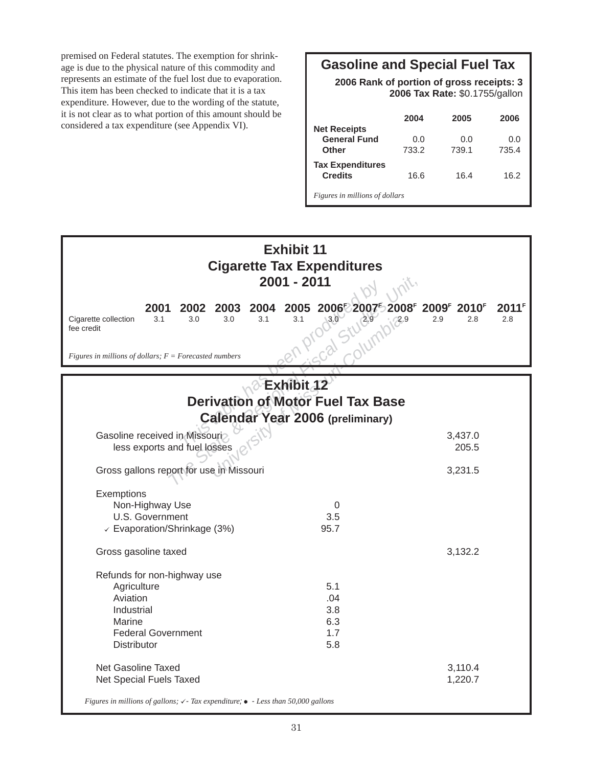premised on Federal statutes. The exemption for shrinkage is due to the physical nature of this commodity and represents an estimate of the fuel lost due to evaporation. This item has been checked to indicate that it is a tax expenditure. However, due to the wording of the statute, it is not clear as to what portion of this amount should be considered a tax expenditure (see Appendix VI).

## Gasoline and Special Fuel Tax

**2006 Rank of portion of gross receipts: 3**
**2006 Tax Rate:** $0.1755/gallon

| | 2004 | 2005 | 2006 |
|---|---|---|---|
| **Net Receipts** | | | |
| **General Fund** | 0.0 | 0.0 | 0.0 |
| **Other** | 733.2 | 739.1 | 735.4 |
| **Tax Expenditures** | | | |
| **Credits** | 16.6 | 16.4 | 16.2 |

*Figures in millions of dollars*

## Exhibit 11
## Cigarette Tax Expenditures
## 2001 - 2011

| | 2001 | 2002 | 2003 | 2004 | 2005 | 2006F | 2007F | 2008F | 2009F | 2010F | 2011F |
|---|---|---|---|---|---|---|---|---|---|---|---|
| Cigarette collection fee credit | 3.1 | 3.0 | 3.0 | 3.1 | 3.1 | 3.0 | 2.9 | 2.9 | 2.9 | 2.8 | 2.8 |

*Figures in millions of dollars; F = Forecasted numbers*

## Exhibit 12
## Derivation of Motor Fuel Tax Base
## Calendar Year 2006 (preliminary)

| | | |
|---|---|---|
| Gasoline received in Missouri | | 3,437.0 |
| less exports and fuel losses | | 205.5 |
| Gross gallons report for use in Missouri | | 3,231.5 |
| Exemptions | | |
| Non-Highway Use | 0 | |
| U.S. Government | 3.5 | |
| ✓ Evaporation/Shrinkage (3%) | 95.7 | |
| Gross gasoline taxed | | 3,132.2 |
| Refunds for non-highway use | | |
| Agriculture | 5.1 | |
| Aviation | .04 | |
| Industrial | 3.8 | |
| Marine | 6.3 | |
| Federal Government | 1.7 | |
| Distributor | 5.8 | |
| Net Gasoline Taxed | | 3,110.4 |
| Net Special Fuels Taxed | | 1,220.7 |

*Figures in millions of gallons; ✓- Tax expenditure; ● - Less than 50,000 gallons*